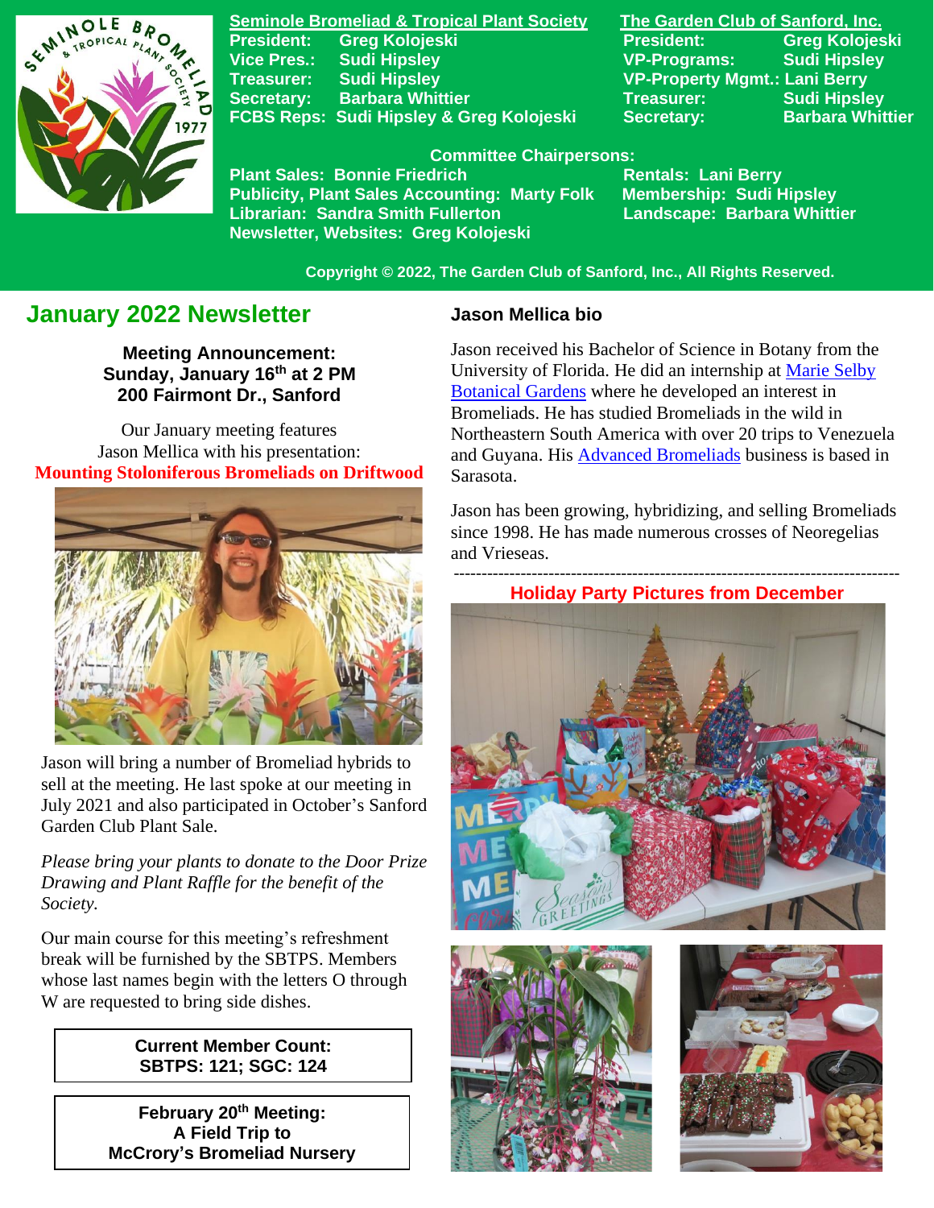**Seminole Bromeliad & Tropical Plant Society**

President: Greg Kolojeski
Vice Pres.: Sudi Hipsley
Treasurer: Sudi Hipsley
Secretary: Barbara Whittier
FCBS Reps: Sudi Hipsley & Greg Kolojeski

**The Garden Club of Sanford, Inc.**

President: Greg Kolojeski
VP-Programs: Sudi Hipsley
VP-Property Mgmt.: Lani Berry
Treasurer: Sudi Hipsley
Secretary: Barbara Whittier

**Committee Chairpersons:**

Plant Sales: Bonnie Friedrich
Publicity, Plant Sales Accounting: Marty Folk
Librarian: Sandra Smith Fullerton
Newsletter, Websites: Greg Kolojeski
Rentals: Lani Berry
Membership: Sudi Hipsley
Landscape: Barbara Whittier

Copyright © 2022, The Garden Club of Sanford, Inc., All Rights Reserved.

## January 2022 Newsletter

**Meeting Announcement:**
**Sunday, January 16th at 2 PM**
**200 Fairmont Dr., Sanford**

Our January meeting features Jason Mellica with his presentation:
**Mounting Stoloniferous Bromeliads on Driftwood**

Jason will bring a number of Bromeliad hybrids to sell at the meeting. He last spoke at our meeting in July 2021 and also participated in October's Sanford Garden Club Plant Sale.

*Please bring your plants to donate to the Door Prize Drawing and Plant Raffle for the benefit of the Society.*

Our main course for this meeting's refreshment break will be furnished by the SBTPS. Members whose last names begin with the letters O through W are requested to bring side dishes.

**Current Member Count:**
**SBTPS: 121; SGC: 124**

**February 20th Meeting:**
**A Field Trip to**
**McCrory's Bromeliad Nursery**

### Jason Mellica bio

Jason received his Bachelor of Science in Botany from the University of Florida. He did an internship at Marie Selby Botanical Gardens where he developed an interest in Bromeliads. He has studied Bromeliads in the wild in Northeastern South America with over 20 trips to Venezuela and Guyana. His Advanced Bromeliads business is based in Sarasota.

Jason has been growing, hybridizing, and selling Bromeliads since 1998. He has made numerous crosses of Neoregelias and Vrieseas.

---

**Holiday Party Pictures from December**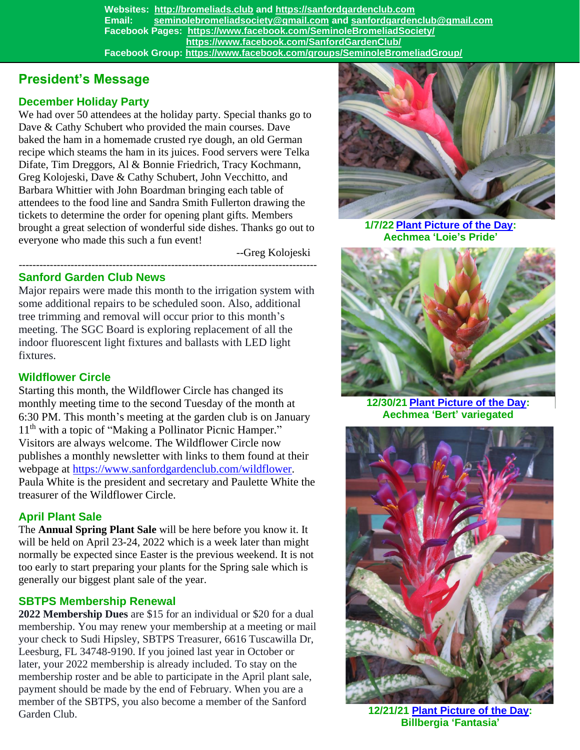**Websites:** http://bromeliads.club and https://sanfordgardenclub.com
**Email:** seminolebromeliadsociety@gmail.com and sanfordgardenclub@gmail.com
**Facebook Pages:** https://www.facebook.com/SeminoleBromeliadSociety/
https://www.facebook.com/SanfordGardenClub/
**Facebook Group:** https://www.facebook.com/groups/SeminoleBromeliadGroup/

## President's Message

### December Holiday Party

We had over 50 attendees at the holiday party. Special thanks go to Dave & Cathy Schubert who provided the main courses. Dave baked the ham in a homemade crusted rye dough, an old German recipe which steams the ham in its juices. Food servers were Telka Difate, Tim Dreggors, Al & Bonnie Friedrich, Tracy Kochmann, Greg Kolojeski, Dave & Cathy Schubert, John Vecchitto, and Barbara Whittier with John Boardman bringing each table of attendees to the food line and Sandra Smith Fullerton drawing the tickets to determine the order for opening plant gifts. Members brought a great selection of wonderful side dishes. Thanks go out to everyone who made this such a fun event!

--Greg Kolojeski

---

### Sanford Garden Club News

Major repairs were made this month to the irrigation system with some additional repairs to be scheduled soon. Also, additional tree trimming and removal will occur prior to this month's meeting. The SGC Board is exploring replacement of all the indoor fluorescent light fixtures and ballasts with LED light fixtures.

### Wildflower Circle

Starting this month, the Wildflower Circle has changed its monthly meeting time to the second Tuesday of the month at 6:30 PM. This month's meeting at the garden club is on January 11th with a topic of "Making a Pollinator Picnic Hamper." Visitors are always welcome. The Wildflower Circle now publishes a monthly newsletter with links to them found at their webpage at https://www.sanfordgardenclub.com/wildflower. Paula White is the president and secretary and Paulette White the treasurer of the Wildflower Circle.

### April Plant Sale

The **Annual Spring Plant Sale** will be here before you know it. It will be held on April 23-24, 2022 which is a week later than might normally be expected since Easter is the previous weekend. It is not too early to start preparing your plants for the Spring sale which is generally our biggest plant sale of the year.

### SBTPS Membership Renewal

**2022 Membership Dues** are $15 for an individual or $20 for a dual membership. You may renew your membership at a meeting or mail your check to Sudi Hipsley, SBTPS Treasurer, 6616 Tuscawilla Dr, Leesburg, FL 34748-9190. If you joined last year in October or later, your 2022 membership is already included. To stay on the membership roster and be able to participate in the April plant sale, payment should be made by the end of February. When you are a member of the SBTPS, you also become a member of the Sanford Garden Club.

**1/7/22 Plant Picture of the Day: Aechmea 'Loie's Pride'**

**12/30/21 Plant Picture of the Day: Aechmea 'Bert' variegated**

**12/21/21 Plant Picture of the Day: Billbergia 'Fantasia'**